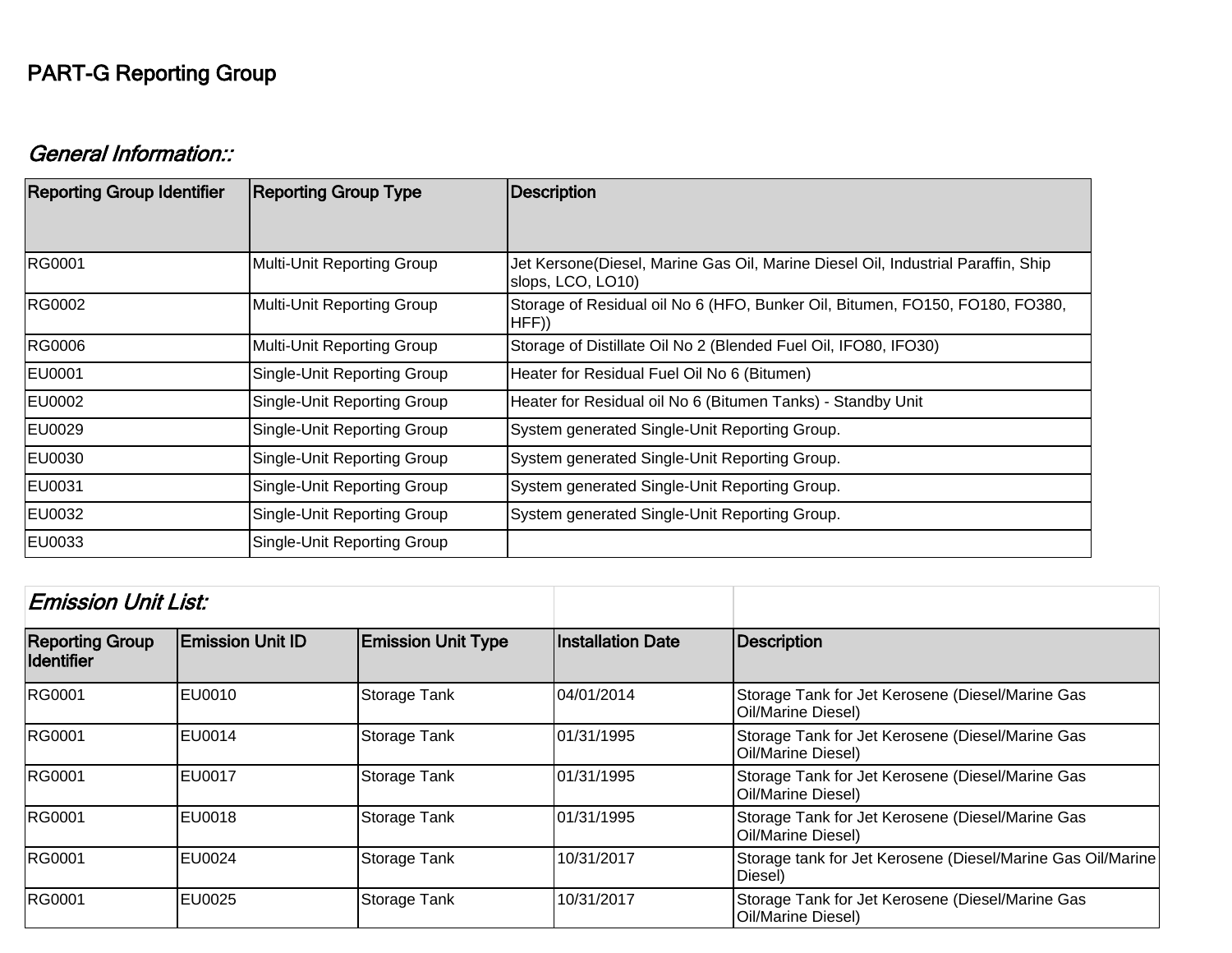## PART-G Reporting Group

### *General Information::*

| Reporting Group Identifier | Reporting Group Type | Description |
|---|---|---|
| RG0001 | Multi-Unit Reporting Group | Jet Kersone(Diesel, Marine Gas Oil, Marine Diesel Oil, Industrial Paraffin, Ship slops, LCO, LO10) |
| RG0002 | Multi-Unit Reporting Group | Storage of Residual oil No 6 (HFO, Bunker Oil, Bitumen, FO150, FO180, FO380, HFF)) |
| RG0006 | Multi-Unit Reporting Group | Storage of Distillate Oil No 2 (Blended Fuel Oil, IFO80, IFO30) |
| EU0001 | Single-Unit Reporting Group | Heater for Residual Fuel Oil No 6 (Bitumen) |
| EU0002 | Single-Unit Reporting Group | Heater for Residual oil No 6 (Bitumen Tanks) - Standby Unit |
| EU0029 | Single-Unit Reporting Group | System generated Single-Unit Reporting Group. |
| EU0030 | Single-Unit Reporting Group | System generated Single-Unit Reporting Group. |
| EU0031 | Single-Unit Reporting Group | System generated Single-Unit Reporting Group. |
| EU0032 | Single-Unit Reporting Group | System generated Single-Unit Reporting Group. |
| EU0033 | Single-Unit Reporting Group | |

### *Emission Unit List:*

| Reporting Group Identifier | Emission Unit ID | Emission Unit Type | Installation Date | Description |
|---|---|---|---|---|
| RG0001 | EU0010 | Storage Tank | 04/01/2014 | Storage Tank for Jet Kerosene (Diesel/Marine Gas Oil/Marine Diesel) |
| RG0001 | EU0014 | Storage Tank | 01/31/1995 | Storage Tank for Jet Kerosene (Diesel/Marine Gas Oil/Marine Diesel) |
| RG0001 | EU0017 | Storage Tank | 01/31/1995 | Storage Tank for Jet Kerosene (Diesel/Marine Gas Oil/Marine Diesel) |
| RG0001 | EU0018 | Storage Tank | 01/31/1995 | Storage Tank for Jet Kerosene (Diesel/Marine Gas Oil/Marine Diesel) |
| RG0001 | EU0024 | Storage Tank | 10/31/2017 | Storage tank for Jet Kerosene (Diesel/Marine Gas Oil/Marine Diesel) |
| RG0001 | EU0025 | Storage Tank | 10/31/2017 | Storage Tank for Jet Kerosene (Diesel/Marine Gas Oil/Marine Diesel) |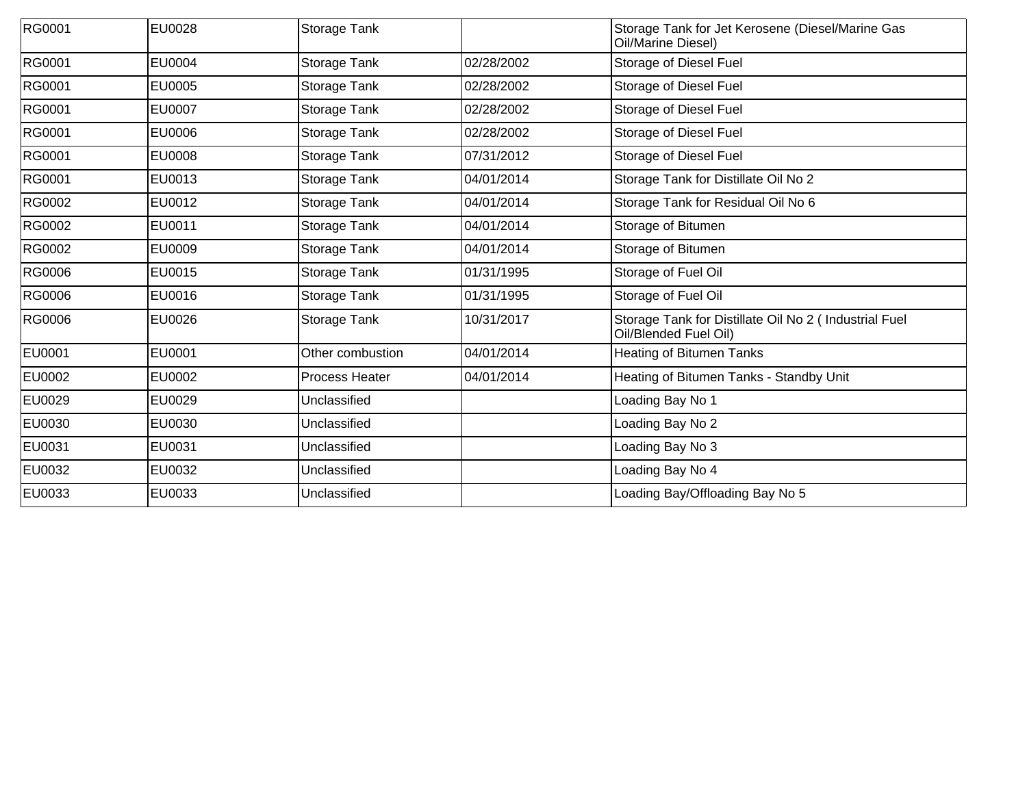| | | | | |
|---|---|---|---|---|
| RG0001 | EU0028 | Storage Tank | | Storage Tank for Jet Kerosene (Diesel/Marine Gas Oil/Marine Diesel) |
| RG0001 | EU0004 | Storage Tank | 02/28/2002 | Storage of Diesel Fuel |
| RG0001 | EU0005 | Storage Tank | 02/28/2002 | Storage of Diesel Fuel |
| RG0001 | EU0007 | Storage Tank | 02/28/2002 | Storage of Diesel Fuel |
| RG0001 | EU0006 | Storage Tank | 02/28/2002 | Storage of Diesel Fuel |
| RG0001 | EU0008 | Storage Tank | 07/31/2012 | Storage of Diesel Fuel |
| RG0001 | EU0013 | Storage Tank | 04/01/2014 | Storage Tank for Distillate Oil No 2 |
| RG0002 | EU0012 | Storage Tank | 04/01/2014 | Storage Tank for Residual Oil No 6 |
| RG0002 | EU0011 | Storage Tank | 04/01/2014 | Storage of Bitumen |
| RG0002 | EU0009 | Storage Tank | 04/01/2014 | Storage of Bitumen |
| RG0006 | EU0015 | Storage Tank | 01/31/1995 | Storage of Fuel Oil |
| RG0006 | EU0016 | Storage Tank | 01/31/1995 | Storage of Fuel Oil |
| RG0006 | EU0026 | Storage Tank | 10/31/2017 | Storage Tank for Distillate Oil No 2 ( Industrial Fuel Oil/Blended Fuel Oil) |
| EU0001 | EU0001 | Other combustion | 04/01/2014 | Heating of Bitumen Tanks |
| EU0002 | EU0002 | Process Heater | 04/01/2014 | Heating of Bitumen Tanks - Standby Unit |
| EU0029 | EU0029 | Unclassified | | Loading Bay No 1 |
| EU0030 | EU0030 | Unclassified | | Loading Bay No 2 |
| EU0031 | EU0031 | Unclassified | | Loading Bay No 3 |
| EU0032 | EU0032 | Unclassified | | Loading Bay No 4 |
| EU0033 | EU0033 | Unclassified | | Loading Bay/Offloading Bay No 5 |